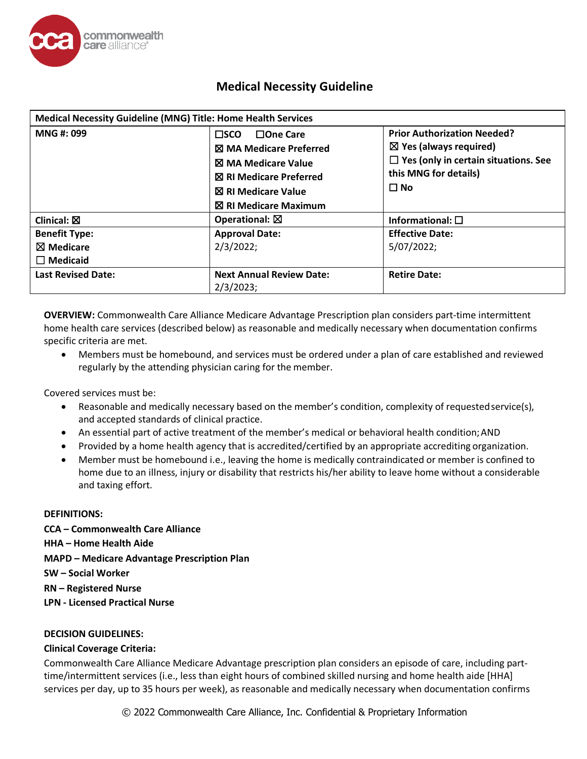# Medical Necessity Guideline

| Medical Necessity Guideline (MNG) Title: Home Health Services | | |
|---|---|---|
| **MNG #: 099** | ☐SCO ☐One Care<br>☒ MA Medicare Preferred<br>☒ MA Medicare Value<br>☒ RI Medicare Preferred<br>☒ RI Medicare Value<br>☒ RI Medicare Maximum | **Prior Authorization Needed?**<br>☒ Yes (always required)<br>☐ Yes (only in certain situations. See this MNG for details)<br>☐ No |
| **Clinical:** ☒ | **Operational:** ☒ | **Informational:** ☐ |
| **Benefit Type:**<br>☒ Medicare<br>☐ Medicaid | **Approval Date:**<br>2/3/2022; | **Effective Date:**<br>5/07/2022; |
| **Last Revised Date:** | **Next Annual Review Date:**<br>2/3/2023; | **Retire Date:** |

**OVERVIEW:** Commonwealth Care Alliance Medicare Advantage Prescription plan considers part-time intermittent home health care services (described below) as reasonable and medically necessary when documentation confirms specific criteria are met.

- Members must be homebound, and services must be ordered under a plan of care established and reviewed regularly by the attending physician caring for the member.

Covered services must be:

- Reasonable and medically necessary based on the member's condition, complexity of requested service(s), and accepted standards of clinical practice.
- An essential part of active treatment of the member's medical or behavioral health condition; AND
- Provided by a home health agency that is accredited/certified by an appropriate accrediting organization.
- Member must be homebound i.e., leaving the home is medically contraindicated or member is confined to home due to an illness, injury or disability that restricts his/her ability to leave home without a considerable and taxing effort.

**DEFINITIONS:**

**CCA – Commonwealth Care Alliance**
**HHA – Home Health Aide**
**MAPD – Medicare Advantage Prescription Plan**
**SW – Social Worker**
**RN – Registered Nurse**
**LPN - Licensed Practical Nurse**

**DECISION GUIDELINES:**

**Clinical Coverage Criteria:**

Commonwealth Care Alliance Medicare Advantage prescription plan considers an episode of care, including part-time/intermittent services (i.e., less than eight hours of combined skilled nursing and home health aide [HHA] services per day, up to 35 hours per week), as reasonable and medically necessary when documentation confirms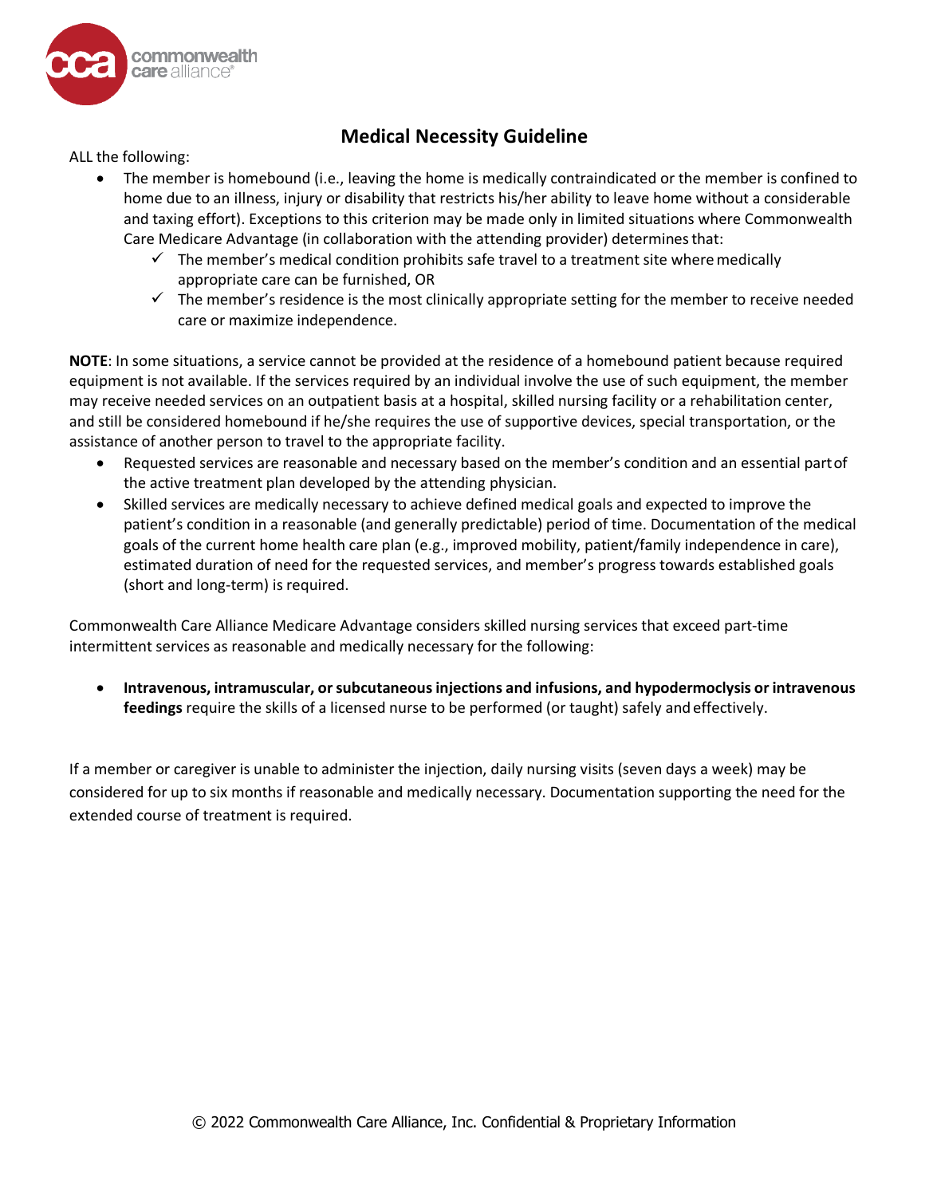## Medical Necessity Guideline

ALL the following:

- The member is homebound (i.e., leaving the home is medically contraindicated or the member is confined to home due to an illness, injury or disability that restricts his/her ability to leave home without a considerable and taxing effort). Exceptions to this criterion may be made only in limited situations where Commonwealth Care Medicare Advantage (in collaboration with the attending provider) determines that:
  - ✓ The member's medical condition prohibits safe travel to a treatment site where medically appropriate care can be furnished, OR
  - ✓ The member's residence is the most clinically appropriate setting for the member to receive needed care or maximize independence.

**NOTE**: In some situations, a service cannot be provided at the residence of a homebound patient because required equipment is not available. If the services required by an individual involve the use of such equipment, the member may receive needed services on an outpatient basis at a hospital, skilled nursing facility or a rehabilitation center, and still be considered homebound if he/she requires the use of supportive devices, special transportation, or the assistance of another person to travel to the appropriate facility.

- Requested services are reasonable and necessary based on the member's condition and an essential part of the active treatment plan developed by the attending physician.
- Skilled services are medically necessary to achieve defined medical goals and expected to improve the patient's condition in a reasonable (and generally predictable) period of time. Documentation of the medical goals of the current home health care plan (e.g., improved mobility, patient/family independence in care), estimated duration of need for the requested services, and member's progress towards established goals (short and long-term) is required.

Commonwealth Care Alliance Medicare Advantage considers skilled nursing services that exceed part-time intermittent services as reasonable and medically necessary for the following:

- **Intravenous, intramuscular, or subcutaneous injections and infusions, and hypodermoclysis or intravenous feedings** require the skills of a licensed nurse to be performed (or taught) safely and effectively.

If a member or caregiver is unable to administer the injection, daily nursing visits (seven days a week) may be considered for up to six months if reasonable and medically necessary. Documentation supporting the need for the extended course of treatment is required.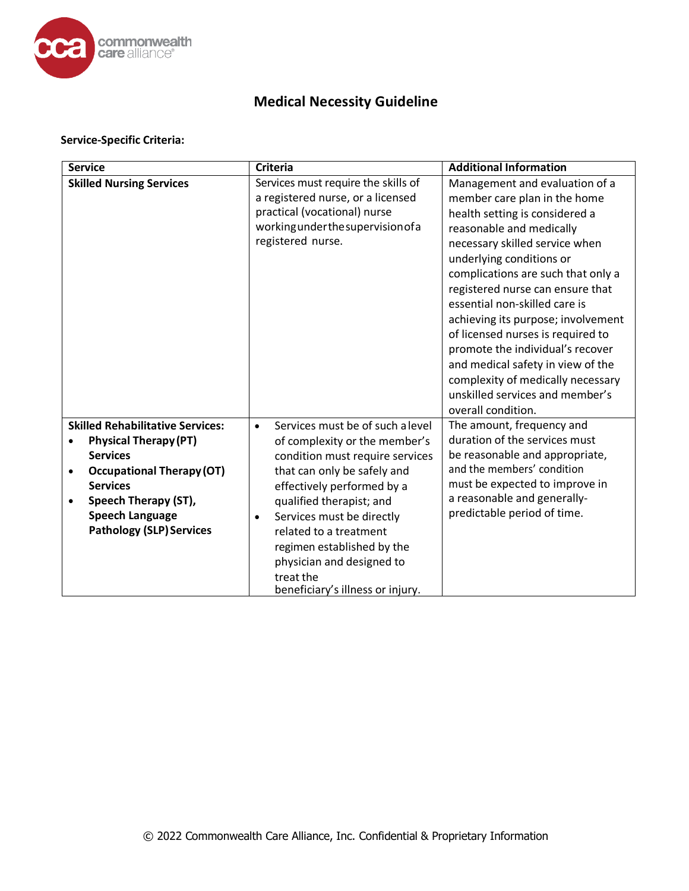## Medical Necessity Guideline

**Service-Specific Criteria:**

| Service | Criteria | Additional Information |
|---|---|---|
| **Skilled Nursing Services** | Services must require the skills of a registered nurse, or a licensed practical (vocational) nurse working under the supervision of a registered nurse. | Management and evaluation of a member care plan in the home health setting is considered a reasonable and medically necessary skilled service when underlying conditions or complications are such that only a registered nurse can ensure that essential non-skilled care is achieving its purpose; involvement of licensed nurses is required to promote the individual's recover and medical safety in view of the complexity of medically necessary unskilled services and member's overall condition. |
| **Skilled Rehabilitation Services:**<br>• **Physical Therapy (PT) Services**<br>• **Occupational Therapy (OT) Services**<br>• **Speech Therapy (ST), Speech Language Pathology (SLP) Services** | • Services must be of such a level of complexity or the member's condition must require services that can only be safely and effectively performed by a qualified therapist; and<br>• Services must be directly related to a treatment regimen established by the physician and designed to treat the beneficiary's illness or injury. | The amount, frequency and duration of the services must be reasonable and appropriate, and the members' condition must be expected to improve in a reasonable and generally-predictable period of time. |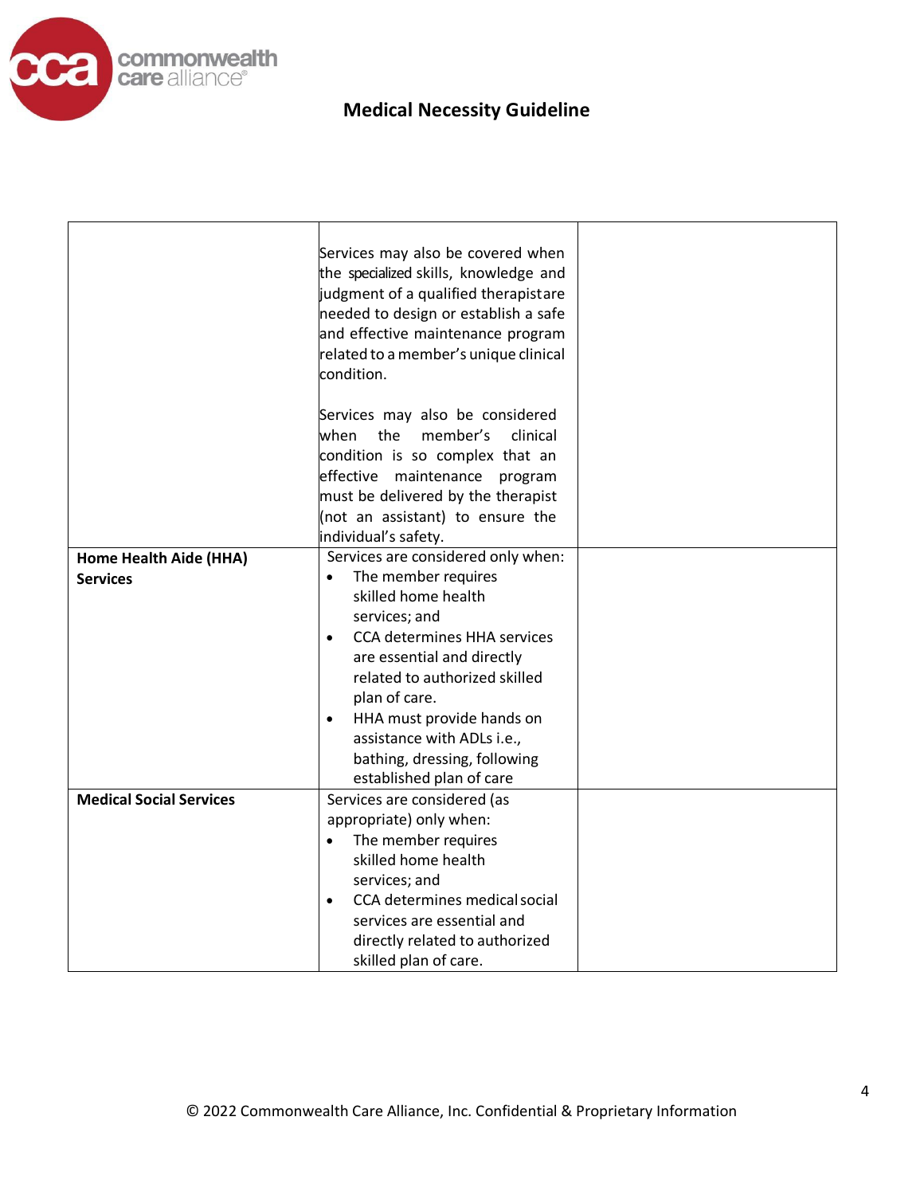| | | |
|---|---|---|
| | Services may also be covered when the specialized skills, knowledge and judgment of a qualified therapist are needed to design or establish a safe and effective maintenance program related to a member's unique clinical condition.<br><br>Services may also be considered when the member's clinical condition is so complex that an effective maintenance program must be delivered by the therapist (not an assistant) to ensure the individual's safety. | |
| **Home Health Aide (HHA) Services** | Services are considered only when:<br>• The member requires skilled home health services; and<br>• CCA determines HHA services are essential and directly related to authorized skilled plan of care.<br>• HHA must provide hands on assistance with ADLs i.e., bathing, dressing, following established plan of care | |
| **Medical Social Services** | Services are considered (as appropriate) only when:<br>• The member requires skilled home health services; and<br>• CCA determines medical social services are essential and directly related to authorized skilled plan of care. | |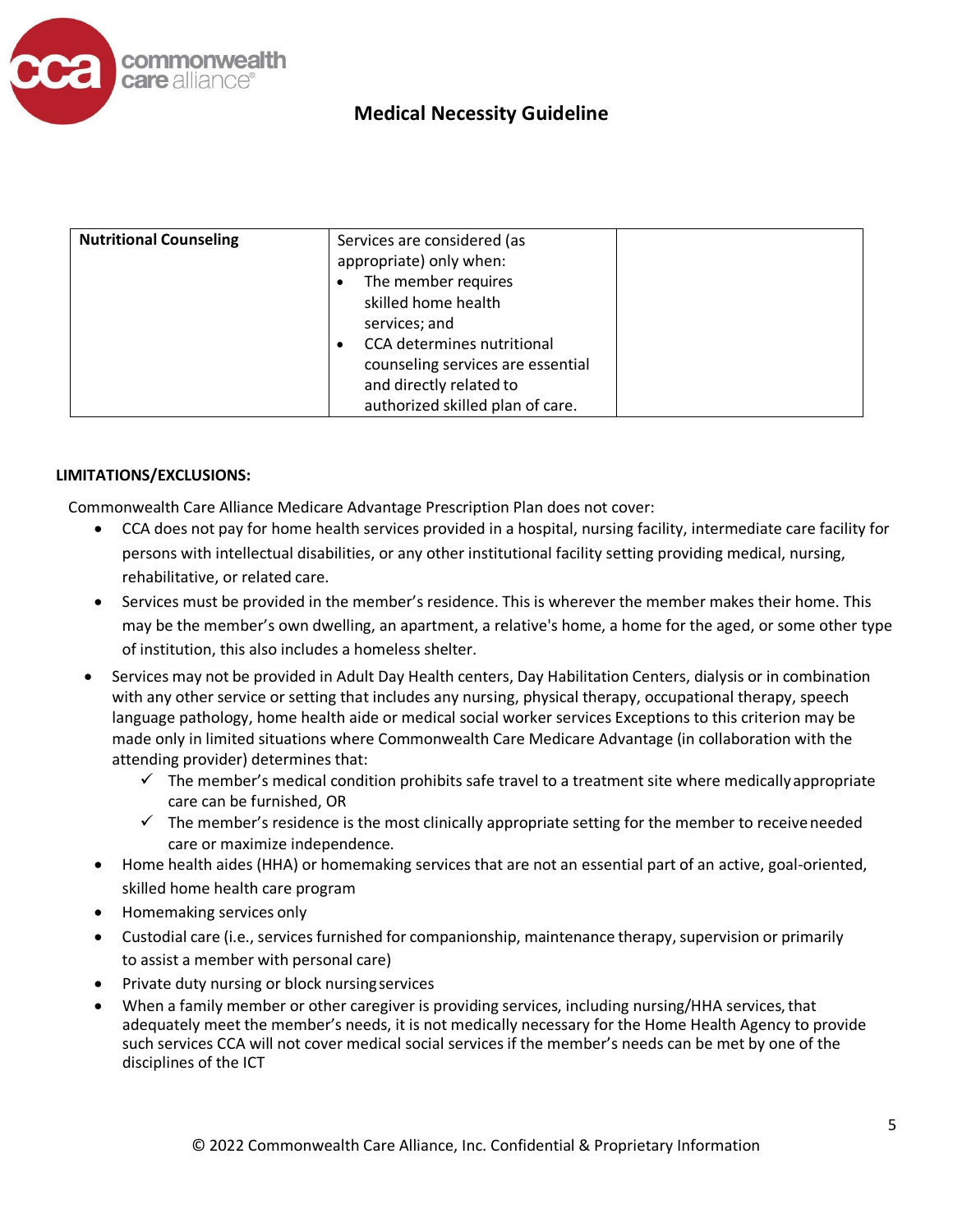| Nutritional Counseling | Services are considered (as appropriate) only when: <ul><li>The member requires skilled home health services; and</li><li>CCA determines nutritional counseling services are essential and directly related to authorized skilled plan of care.</li></ul> | |
|---|---|---|

**LIMITATIONS/EXCLUSIONS:**

Commonwealth Care Alliance Medicare Advantage Prescription Plan does not cover:

- CCA does not pay for home health services provided in a hospital, nursing facility, intermediate care facility for persons with intellectual disabilities, or any other institutional facility setting providing medical, nursing, rehabilitative, or related care.
- Services must be provided in the member's residence. This is wherever the member makes their home. This may be the member's own dwelling, an apartment, a relative's home, a home for the aged, or some other type of institution, this also includes a homeless shelter.
- Services may not be provided in Adult Day Health centers, Day Habilitation Centers, dialysis or in combination with any other service or setting that includes any nursing, physical therapy, occupational therapy, speech language pathology, home health aide or medical social worker services Exceptions to this criterion may be made only in limited situations where Commonwealth Care Medicare Advantage (in collaboration with the attending provider) determines that:
  - ✓ The member's medical condition prohibits safe travel to a treatment site where medically appropriate care can be furnished, OR
  - ✓ The member's residence is the most clinically appropriate setting for the member to receive needed care or maximize independence.
- Home health aides (HHA) or homemaking services that are not an essential part of an active, goal-oriented, skilled home health care program
- Homemaking services only
- Custodial care (i.e., services furnished for companionship, maintenance therapy, supervision or primarily to assist a member with personal care)
- Private duty nursing or block nursing services
- When a family member or other caregiver is providing services, including nursing/HHA services, that adequately meet the member's needs, it is not medically necessary for the Home Health Agency to provide such services CCA will not cover medical social services if the member's needs can be met by one of the disciplines of the ICT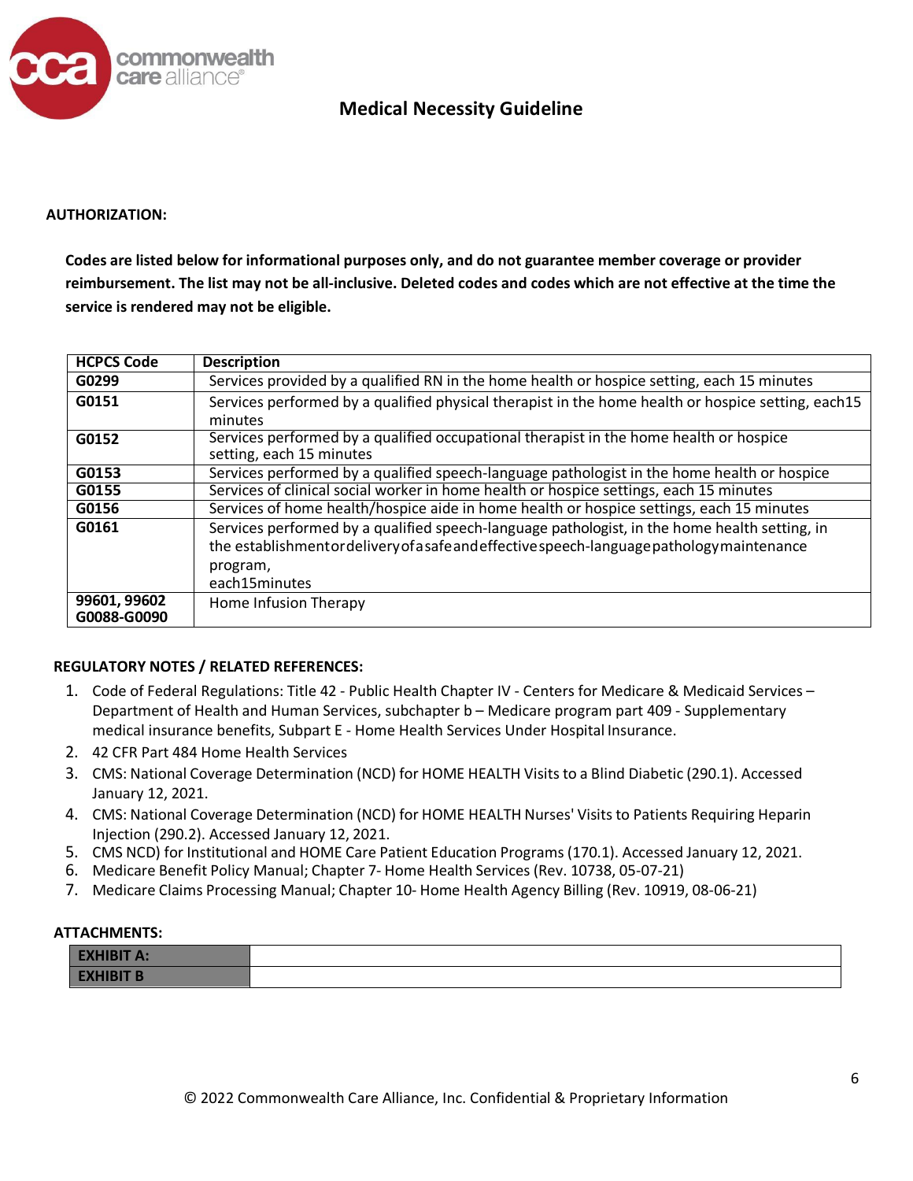**AUTHORIZATION:**

**Codes are listed below for informational purposes only, and do not guarantee member coverage or provider reimbursement. The list may not be all-inclusive. Deleted codes and codes which are not effective at the time the service is rendered may not be eligible.**

| HCPCS Code | Description |
|---|---|
| **G0299** | Services provided by a qualified RN in the home health or hospice setting, each 15 minutes |
| **G0151** | Services performed by a qualified physical therapist in the home health or hospice setting, each15 minutes |
| **G0152** | Services performed by a qualified occupational therapist in the home health or hospice setting, each 15 minutes |
| **G0153** | Services performed by a qualified speech-language pathologist in the home health or hospice |
| **G0155** | Services of clinical social worker in home health or hospice settings, each 15 minutes |
| **G0156** | Services of home health/hospice aide in home health or hospice settings, each 15 minutes |
| **G0161** | Services performed by a qualified speech-language pathologist, in the home health setting, in the establishment or delivery of a safe and effective speech-language pathology maintenance program, each15minutes |
| **99601, 99602 G0088-G0090** | Home Infusion Therapy |

**REGULATORY NOTES / RELATED REFERENCES:**

1. Code of Federal Regulations: Title 42 - Public Health Chapter IV - Centers for Medicare & Medicaid Services – Department of Health and Human Services, subchapter b – Medicare program part 409 - Supplementary medical insurance benefits, Subpart E - Home Health Services Under Hospital Insurance.
2. 42 CFR Part 484 Home Health Services
3. CMS: National Coverage Determination (NCD) for HOME HEALTH Visits to a Blind Diabetic (290.1). Accessed January 12, 2021.
4. CMS: National Coverage Determination (NCD) for HOME HEALTH Nurses' Visits to Patients Requiring Heparin Injection (290.2). Accessed January 12, 2021.
5. CMS NCD) for Institutional and HOME Care Patient Education Programs (170.1). Accessed January 12, 2021.
6. Medicare Benefit Policy Manual; Chapter 7- Home Health Services (Rev. 10738, 05-07-21)
7. Medicare Claims Processing Manual; Chapter 10- Home Health Agency Billing (Rev. 10919, 08-06-21)

**ATTACHMENTS:**

| | |
|---|---|
| **EXHIBIT A:** | |
| **EXHIBIT B** | |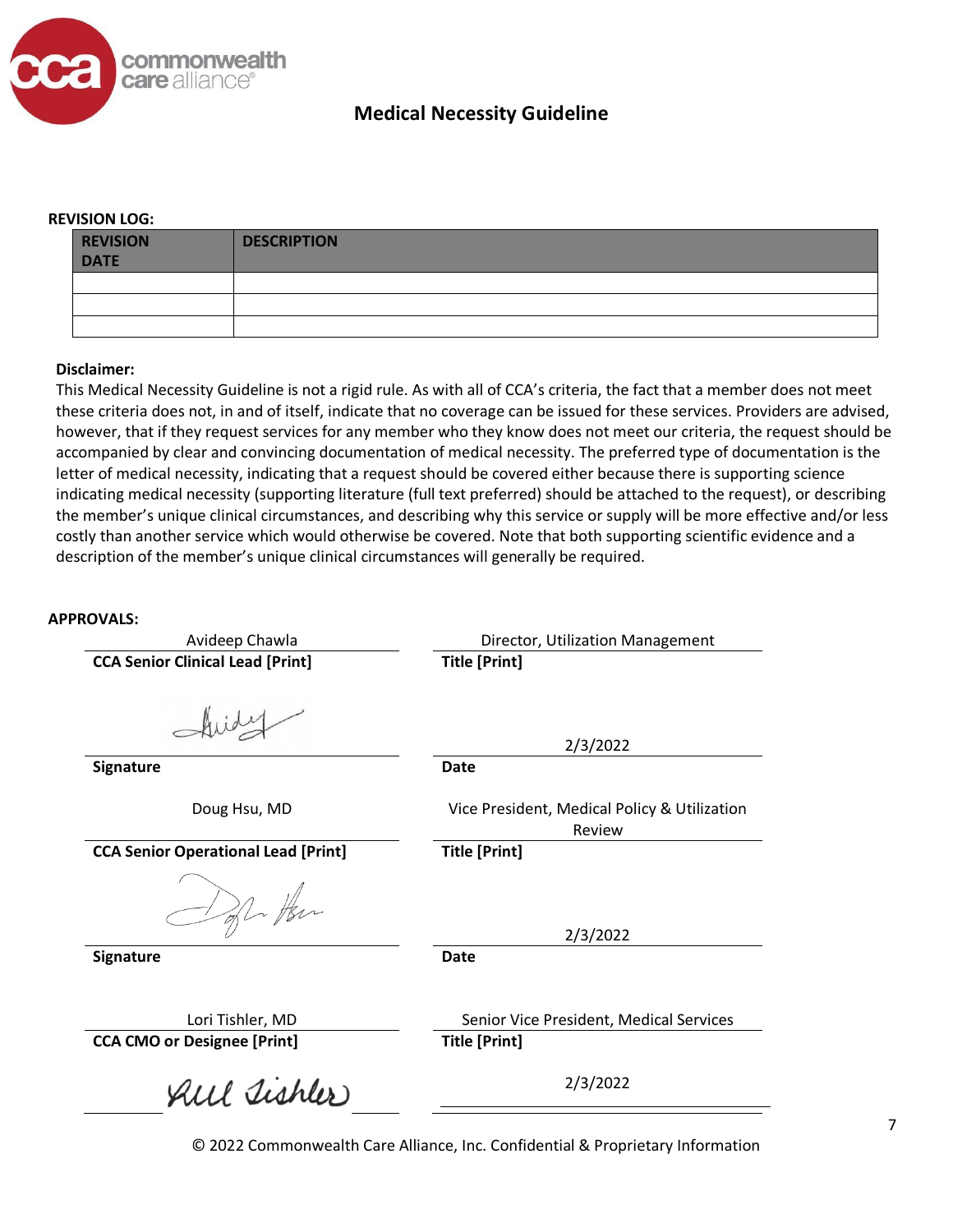# Medical Necessity Guideline

**REVISION LOG:**

| REVISION DATE | DESCRIPTION |
|---|---|
| | |
| | |
| | |

**Disclaimer:**

This Medical Necessity Guideline is not a rigid rule. As with all of CCA's criteria, the fact that a member does not meet these criteria does not, in and of itself, indicate that no coverage can be issued for these services. Providers are advised, however, that if they request services for any member who they know does not meet our criteria, the request should be accompanied by clear and convincing documentation of medical necessity. The preferred type of documentation is the letter of medical necessity, indicating that a request should be covered either because there is supporting science indicating medical necessity (supporting literature (full text preferred) should be attached to the request), or describing the member's unique clinical circumstances, and describing why this service or supply will be more effective and/or less costly than another service which would otherwise be covered. Note that both supporting scientific evidence and a description of the member's unique clinical circumstances will generally be required.

**APPROVALS:**

Avideep Chawla
**CCA Senior Clinical Lead [Print]**

Director, Utilization Management
**Title [Print]**

[Signature]
**Signature**

2/3/2022
**Date**

Doug Hsu, MD
**CCA Senior Operational Lead [Print]**

Vice President, Medical Policy & Utilization Review
**Title [Print]**

[Signature]
**Signature**

2/3/2022
**Date**

Lori Tishler, MD
**CCA CMO or Designee [Print]**

Senior Vice President, Medical Services
**Title [Print]**

[Signature]

2/3/2022

© 2022 Commonwealth Care Alliance, Inc. Confidential & Proprietary Information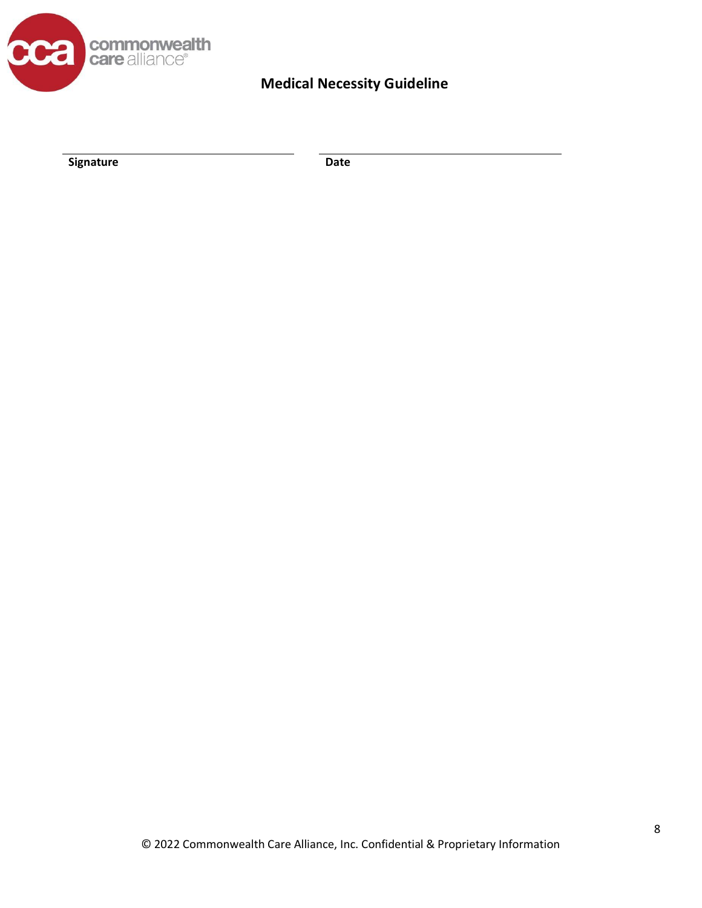| Signature | Date |
|---|---|
| | |